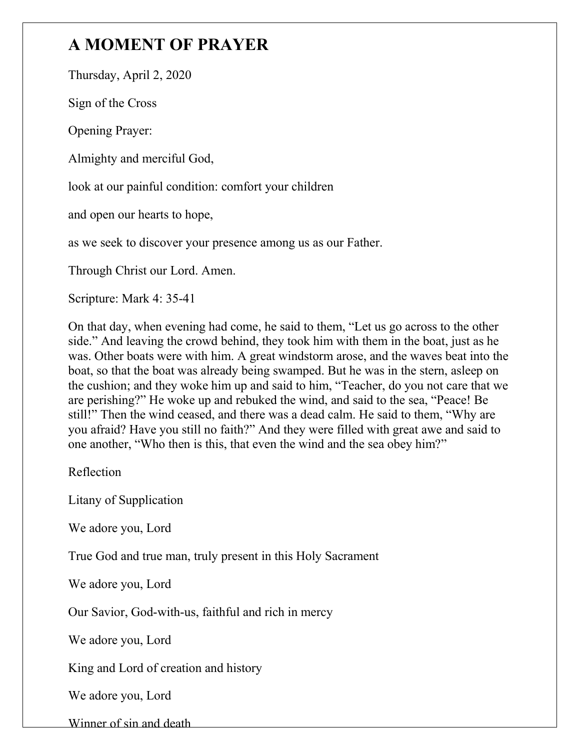# A MOMENT OF PRAYER

Thursday, April 2, 2020

Sign of the Cross

Opening Prayer:

Almighty and merciful God,

look at our painful condition: comfort your children

and open our hearts to hope,

as we seek to discover your presence among us as our Father.

Through Christ our Lord. Amen.

Scripture: Mark 4: 35-41

On that day, when evening had come, he said to them, "Let us go across to the other side." And leaving the crowd behind, they took him with them in the boat, just as he was. Other boats were with him. A great windstorm arose, and the waves beat into the boat, so that the boat was already being swamped. But he was in the stern, asleep on the cushion; and they woke him up and said to him, "Teacher, do you not care that we are perishing?" He woke up and rebuked the wind, and said to the sea, "Peace! Be still!" Then the wind ceased, and there was a dead calm. He said to them, "Why are you afraid? Have you still no faith?" And they were filled with great awe and said to one another, "Who then is this, that even the wind and the sea obey him?"

Reflection

Litany of Supplication

We adore you, Lord

True God and true man, truly present in this Holy Sacrament

We adore you, Lord

Our Savior, God-with-us, faithful and rich in mercy

We adore you, Lord

King and Lord of creation and history

We adore you, Lord

Winner of sin and death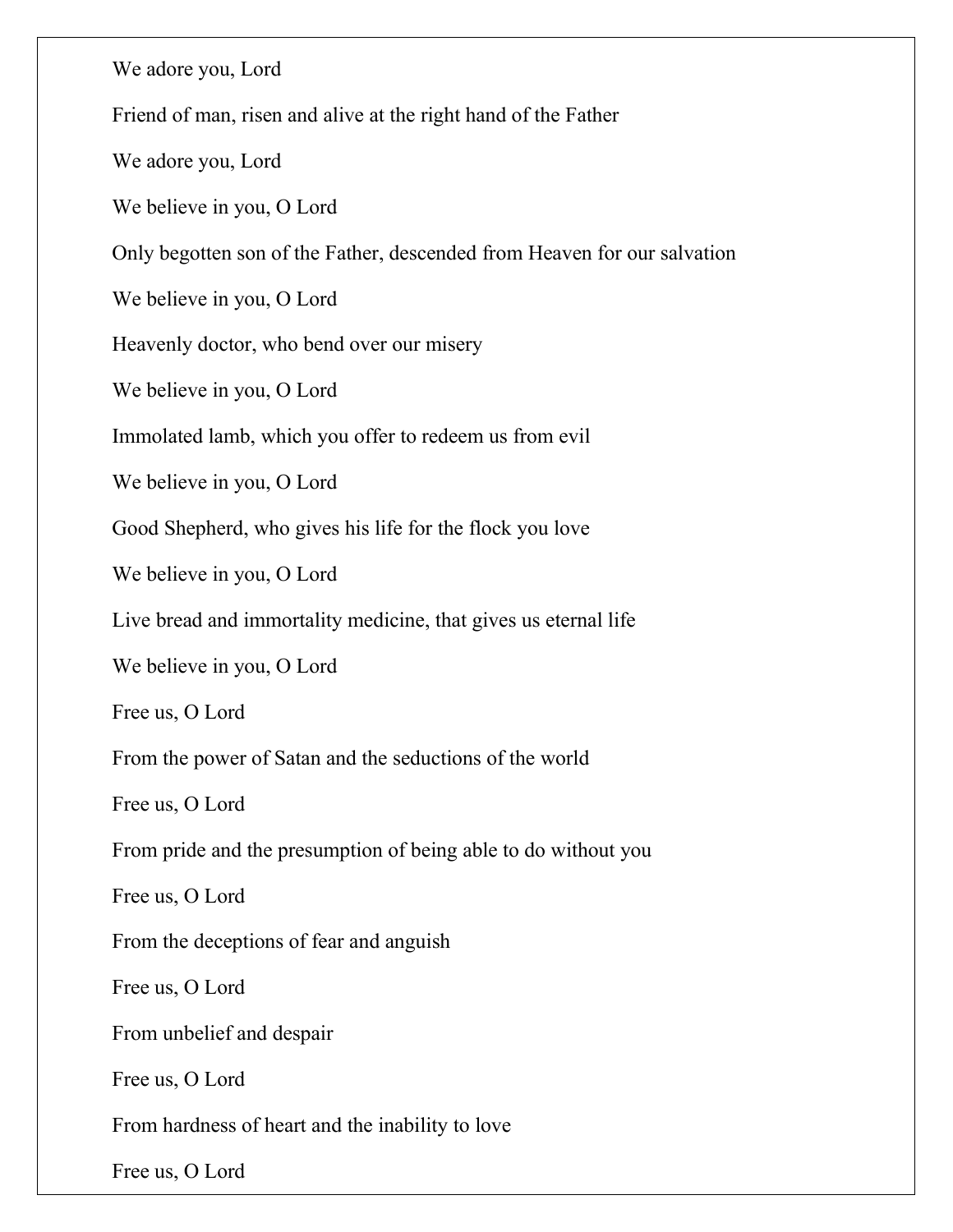We adore you, Lord

Friend of man, risen and alive at the right hand of the Father

We adore you, Lord

We believe in you, O Lord

Only begotten son of the Father, descended from Heaven for our salvation

We believe in you, O Lord

Heavenly doctor, who bend over our misery

We believe in you, O Lord

Immolated lamb, which you offer to redeem us from evil

We believe in you, O Lord

Good Shepherd, who gives his life for the flock you love

We believe in you, O Lord

Live bread and immortality medicine, that gives us eternal life

We believe in you, O Lord

Free us, O Lord

From the power of Satan and the seductions of the world

Free us, O Lord

From pride and the presumption of being able to do without you

Free us, O Lord

From the deceptions of fear and anguish

Free us, O Lord

From unbelief and despair

Free us, O Lord

From hardness of heart and the inability to love

Free us, O Lord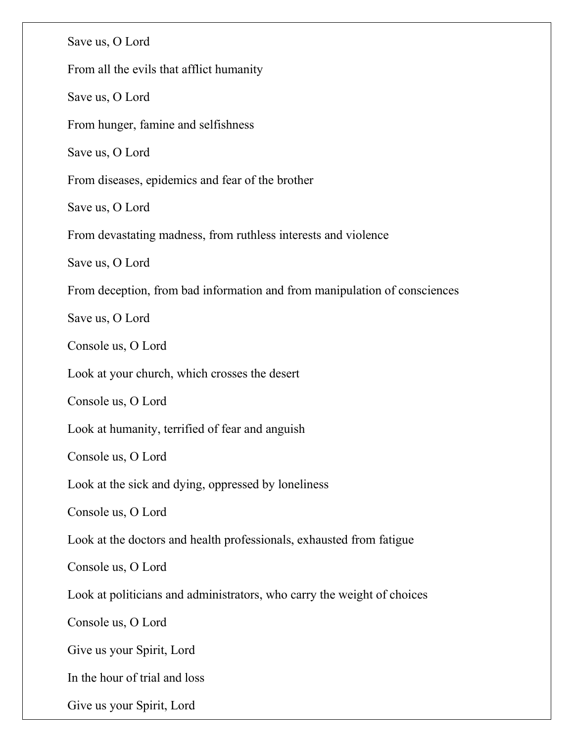Save us, O Lord

From all the evils that afflict humanity

Save us, O Lord

From hunger, famine and selfishness

Save us, O Lord

From diseases, epidemics and fear of the brother

Save us, O Lord

From devastating madness, from ruthless interests and violence

Save us, O Lord

From deception, from bad information and from manipulation of consciences

Save us, O Lord

Console us, O Lord

Look at your church, which crosses the desert

Console us, O Lord

Look at humanity, terrified of fear and anguish

Console us, O Lord

Look at the sick and dying, oppressed by loneliness

Console us, O Lord

Look at the doctors and health professionals, exhausted from fatigue

Console us, O Lord

Look at politicians and administrators, who carry the weight of choices

Console us, O Lord

Give us your Spirit, Lord

In the hour of trial and loss

Give us your Spirit, Lord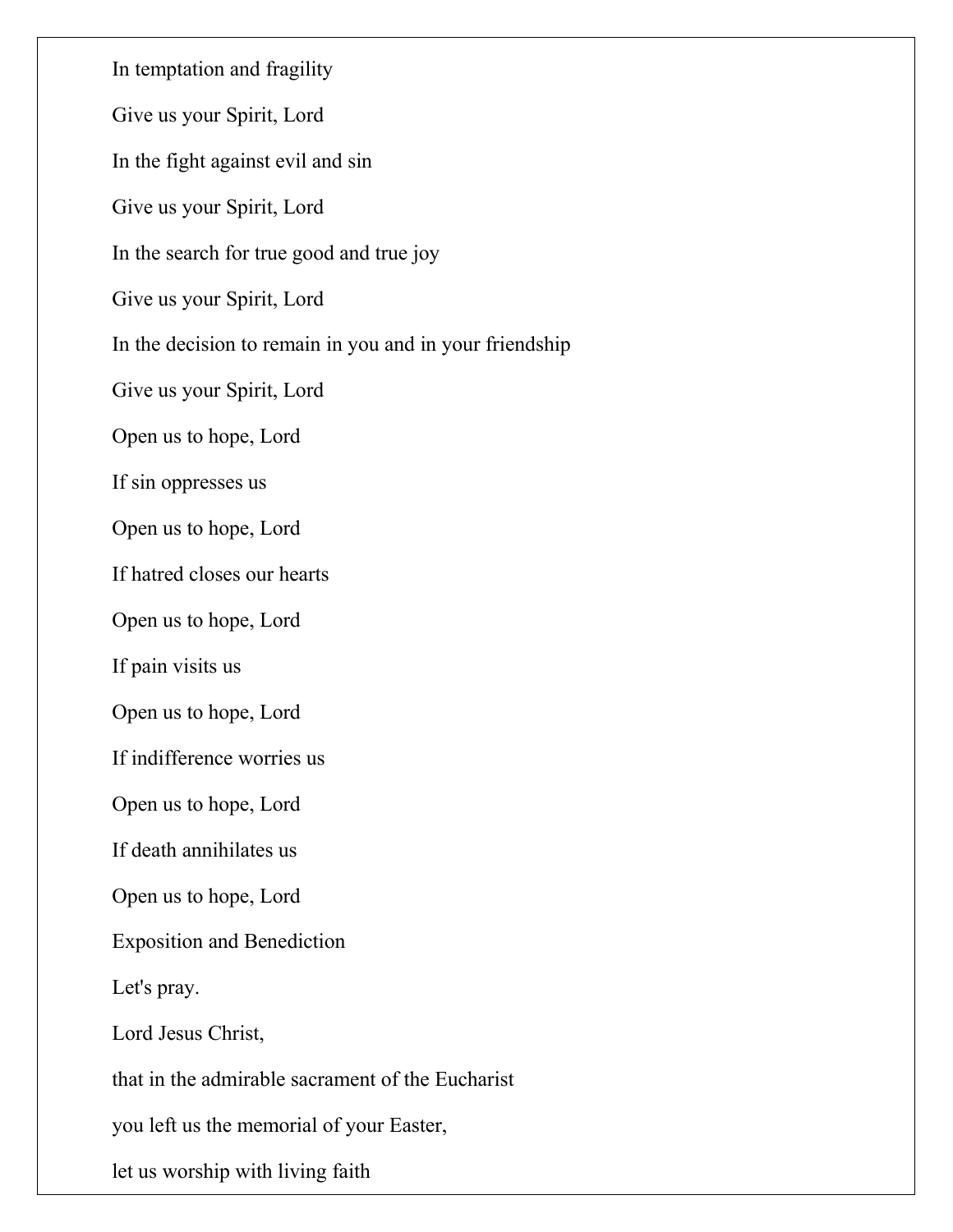In temptation and fragility

Give us your Spirit, Lord

In the fight against evil and sin

Give us your Spirit, Lord

In the search for true good and true joy

Give us your Spirit, Lord

In the decision to remain in you and in your friendship

Give us your Spirit, Lord

Open us to hope, Lord

If sin oppresses us

Open us to hope, Lord

If hatred closes our hearts

Open us to hope, Lord

If pain visits us

Open us to hope, Lord

If indifference worries us

Open us to hope, Lord

If death annihilates us

Open us to hope, Lord

Exposition and Benediction

Let's pray.

Lord Jesus Christ,

that in the admirable sacrament of the Eucharist

you left us the memorial of your Easter,

let us worship with living faith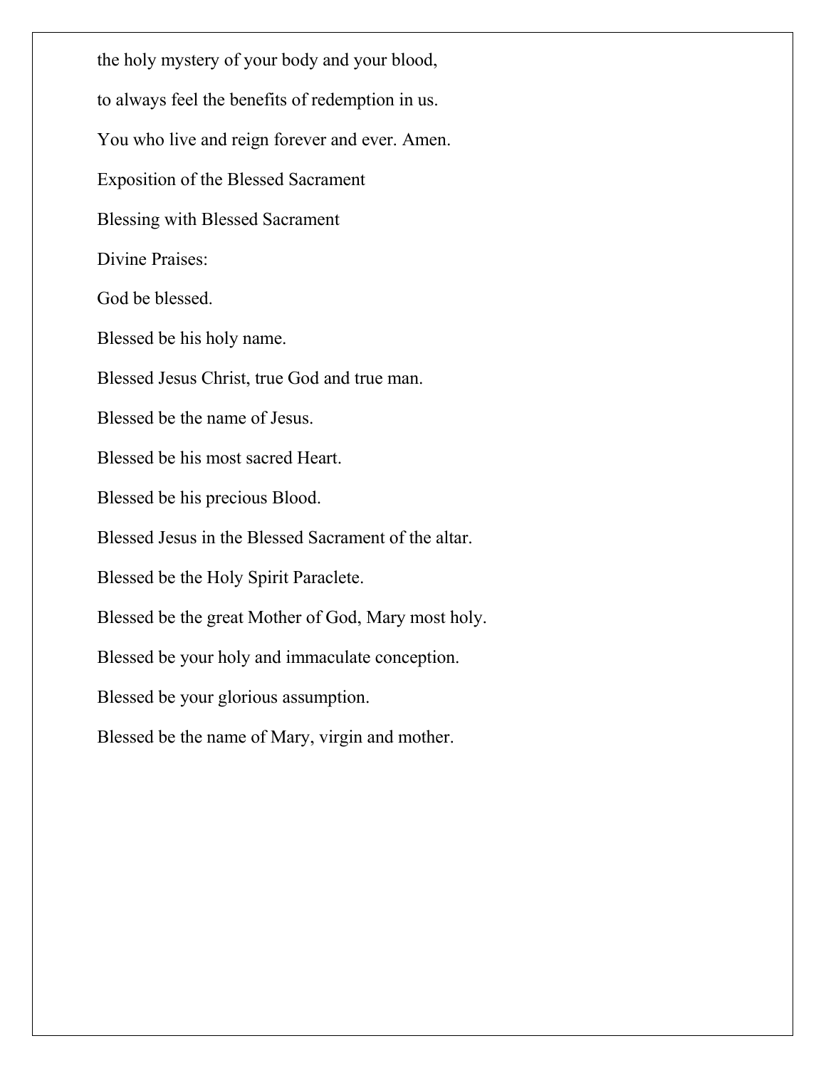the holy mystery of your body and your blood,

to always feel the benefits of redemption in us.

You who live and reign forever and ever. Amen.

Exposition of the Blessed Sacrament

Blessing with Blessed Sacrament

Divine Praises:

God be blessed.

Blessed be his holy name.

Blessed Jesus Christ, true God and true man.

Blessed be the name of Jesus.

Blessed be his most sacred Heart.

Blessed be his precious Blood.

Blessed Jesus in the Blessed Sacrament of the altar.

Blessed be the Holy Spirit Paraclete.

Blessed be the great Mother of God, Mary most holy.

Blessed be your holy and immaculate conception.

Blessed be your glorious assumption.

Blessed be the name of Mary, virgin and mother.